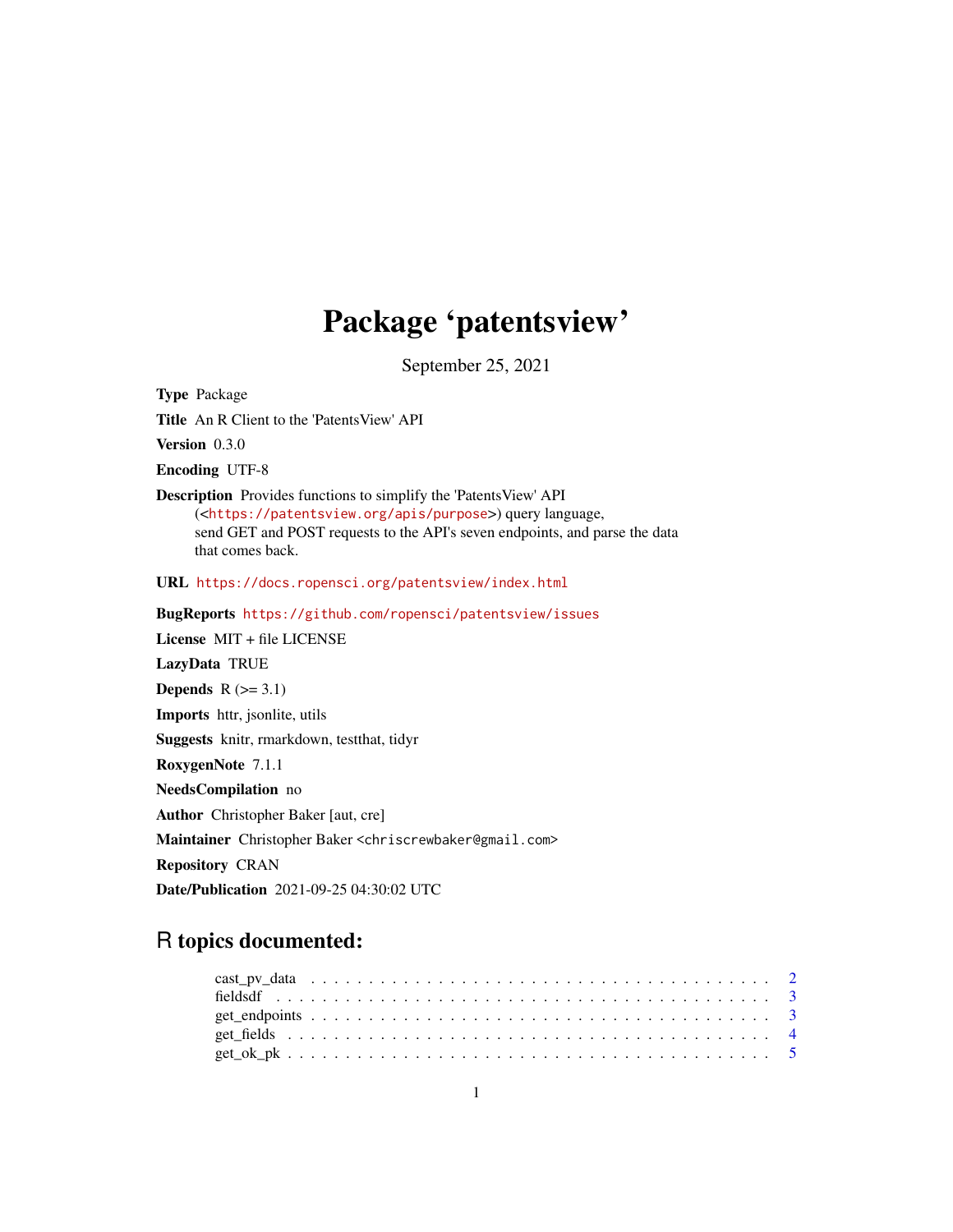# Package 'patentsview'

September 25, 2021

**Type** Package

**Title** An R Client to the 'PatentsView' API

**Version** 0.3.0

**Encoding** UTF-8

**Description** Provides functions to simplify the 'PatentsView' API (<https://patentsview.org/apis/purpose>) query language, send GET and POST requests to the API's seven endpoints, and parse the data that comes back.

**URL** https://docs.ropensci.org/patentsview/index.html

**BugReports** https://github.com/ropensci/patentsview/issues

**License** MIT + file LICENSE

**LazyData** TRUE

**Depends** R (>= 3.1)

**Imports** httr, jsonlite, utils

**Suggests** knitr, rmarkdown, testthat, tidyr

**RoxygenNote** 7.1.1

**NeedsCompilation** no

**Author** Christopher Baker [aut, cre]

**Maintainer** Christopher Baker <chriscrewbaker@gmail.com>

**Repository** CRAN

**Date/Publication** 2021-09-25 04:30:02 UTC

## R topics documented:

cast_pv_data . . . . . . . . . . . . . . . . . . . . . . . . . . . . . . . . . . . . . . . 2
fieldsdf . . . . . . . . . . . . . . . . . . . . . . . . . . . . . . . . . . . . . . . . . . 3
get_endpoints . . . . . . . . . . . . . . . . . . . . . . . . . . . . . . . . . . . . . . 3
get_fields . . . . . . . . . . . . . . . . . . . . . . . . . . . . . . . . . . . . . . . . 4
get_ok_pk . . . . . . . . . . . . . . . . . . . . . . . . . . . . . . . . . . . . . . . . 5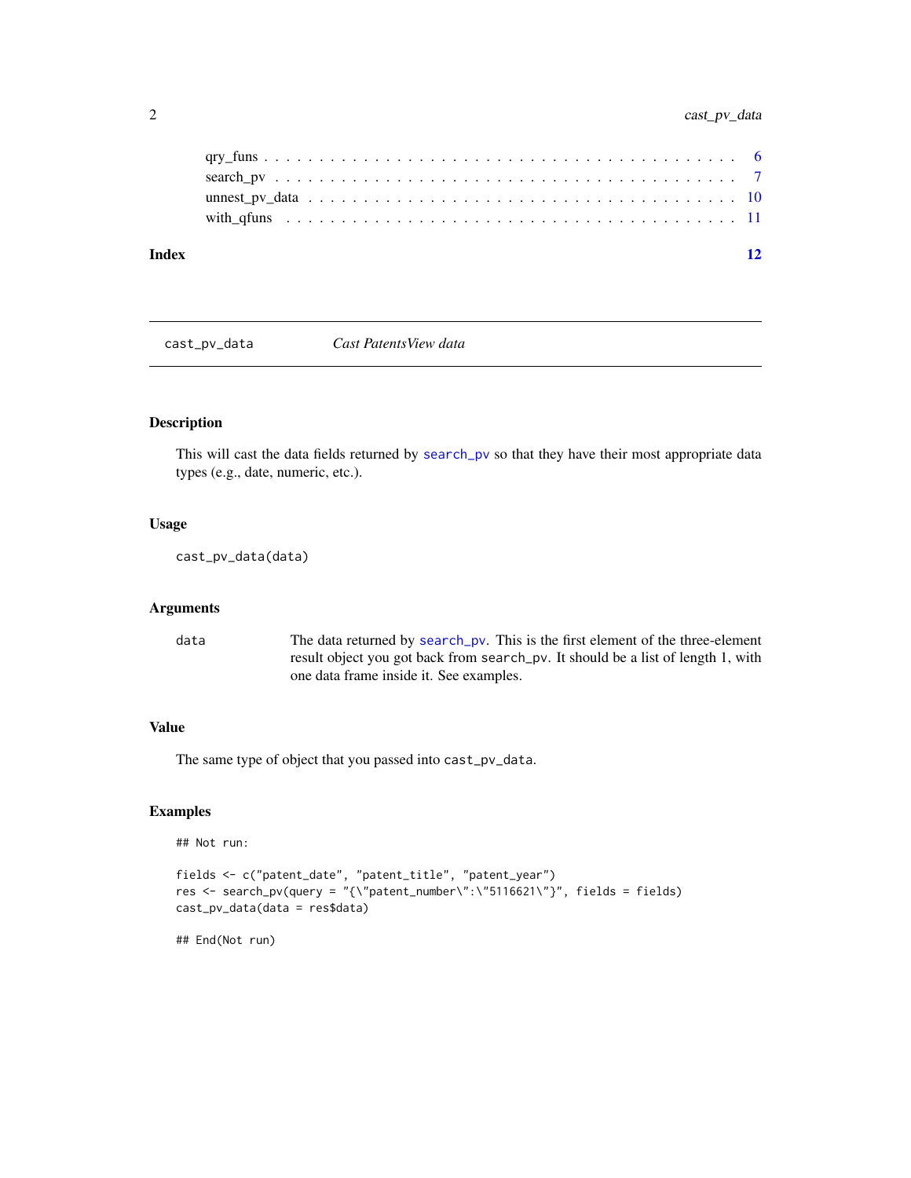qry_funs . . . . . . . . . . . . . . . . . . . . . . . . . . . . . . . . . . . . . . . . 6
search_pv . . . . . . . . . . . . . . . . . . . . . . . . . . . . . . . . . . . . . . . . 7
unnest_pv_data . . . . . . . . . . . . . . . . . . . . . . . . . . . . . . . . . . . . . 10
with_qfuns . . . . . . . . . . . . . . . . . . . . . . . . . . . . . . . . . . . . . . . 11

**Index** **12**

---

`cast_pv_data` *Cast PatentsView data*

---

### Description

This will cast the data fields returned by `search_pv` so that they have their most appropriate data types (e.g., date, numeric, etc.).

### Usage

```
cast_pv_data(data)
```

### Arguments

| | |
|---|---|
| `data` | The data returned by `search_pv`. This is the first element of the three-element result object you got back from `search_pv`. It should be a list of length 1, with one data frame inside it. See examples. |

### Value

The same type of object that you passed into `cast_pv_data`.

### Examples

```
## Not run:

fields <- c("patent_date", "patent_title", "patent_year")
res <- search_pv(query = "{\"patent_number\":\"5116621\"}", fields = fields)
cast_pv_data(data = res$data)

## End(Not run)
```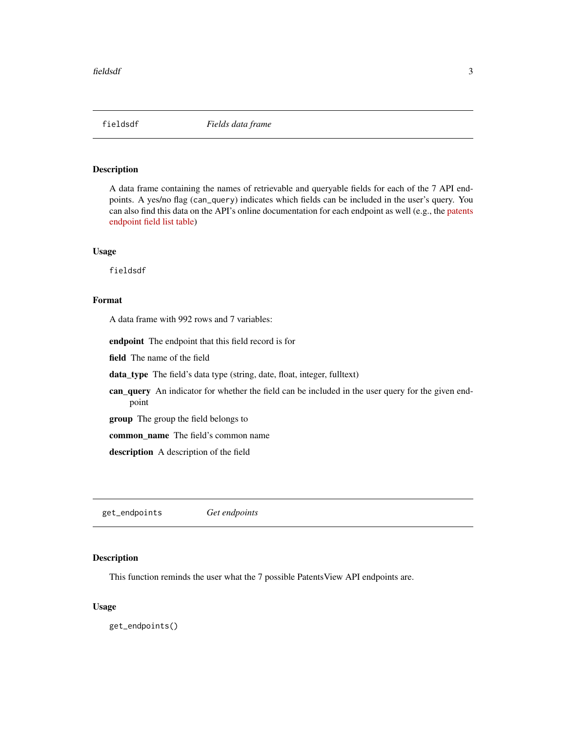## fieldsdf *Fields data frame*

### Description

A data frame containing the names of retrievable and queryable fields for each of the 7 API endpoints. A yes/no flag (`can_query`) indicates which fields can be included in the user's query. You can also find this data on the API's online documentation for each endpoint as well (e.g., the patents endpoint field list table)

### Usage

```
fieldsdf
```

### Format

A data frame with 992 rows and 7 variables:

**endpoint** The endpoint that this field record is for

**field** The name of the field

**data_type** The field's data type (string, date, float, integer, fulltext)

**can_query** An indicator for whether the field can be included in the user query for the given endpoint

**group** The group the field belongs to

**common_name** The field's common name

**description** A description of the field

## get_endpoints *Get endpoints*

### Description

This function reminds the user what the 7 possible PatentsView API endpoints are.

### Usage

```
get_endpoints()
```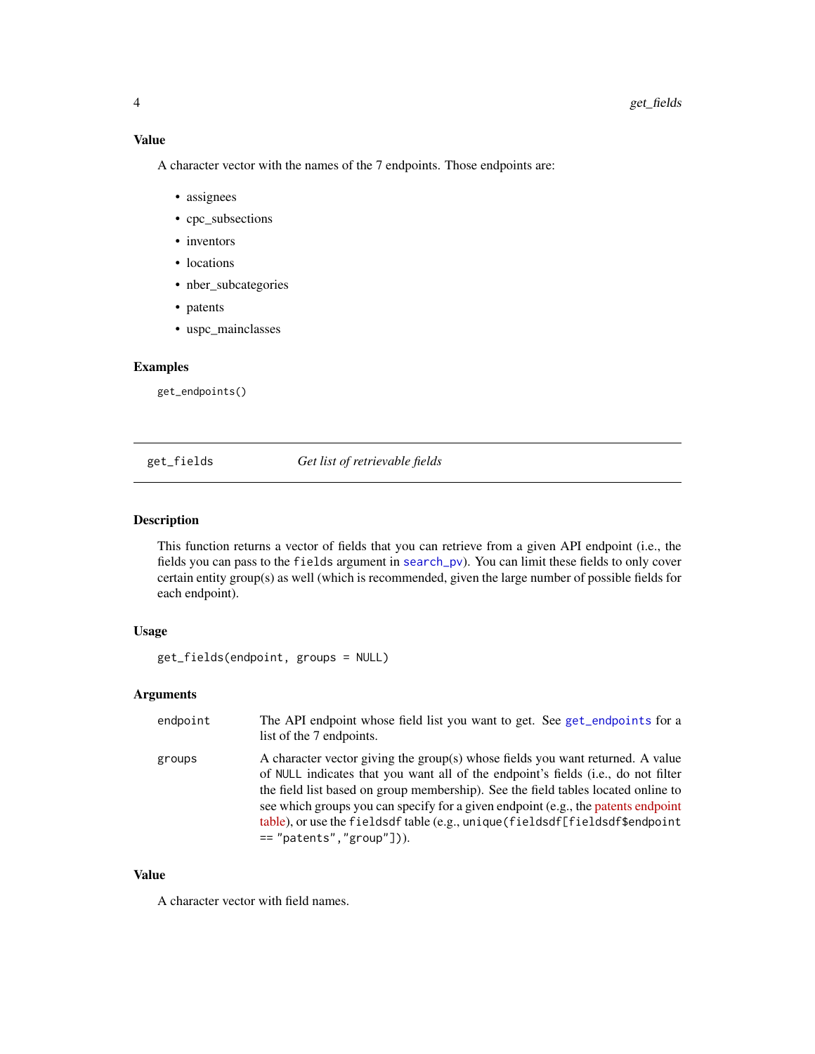## Value

A character vector with the names of the 7 endpoints. Those endpoints are:

- assignees
- cpc_subsections
- inventors
- locations
- nber_subcategories
- patents
- uspc_mainclasses

## Examples

```
get_endpoints()
```

---

# get_fields — *Get list of retrievable fields*

---

## Description

This function returns a vector of fields that you can retrieve from a given API endpoint (i.e., the fields you can pass to the `fields` argument in `search_pv`). You can limit these fields to only cover certain entity group(s) as well (which is recommended, given the large number of possible fields for each endpoint).

## Usage

```
get_fields(endpoint, groups = NULL)
```

## Arguments

| | |
|---|---|
| `endpoint` | The API endpoint whose field list you want to get. See `get_endpoints` for a list of the 7 endpoints. |
| `groups` | A character vector giving the group(s) whose fields you want returned. A value of `NULL` indicates that you want all of the endpoint's fields (i.e., do not filter the field list based on group membership). See the field tables located online to see which groups you can specify for a given endpoint (e.g., the patents endpoint table), or use the `fieldsdf` table (e.g., `unique(fieldsdf[fieldsdf$endpoint == "patents","group"])`). |

## Value

A character vector with field names.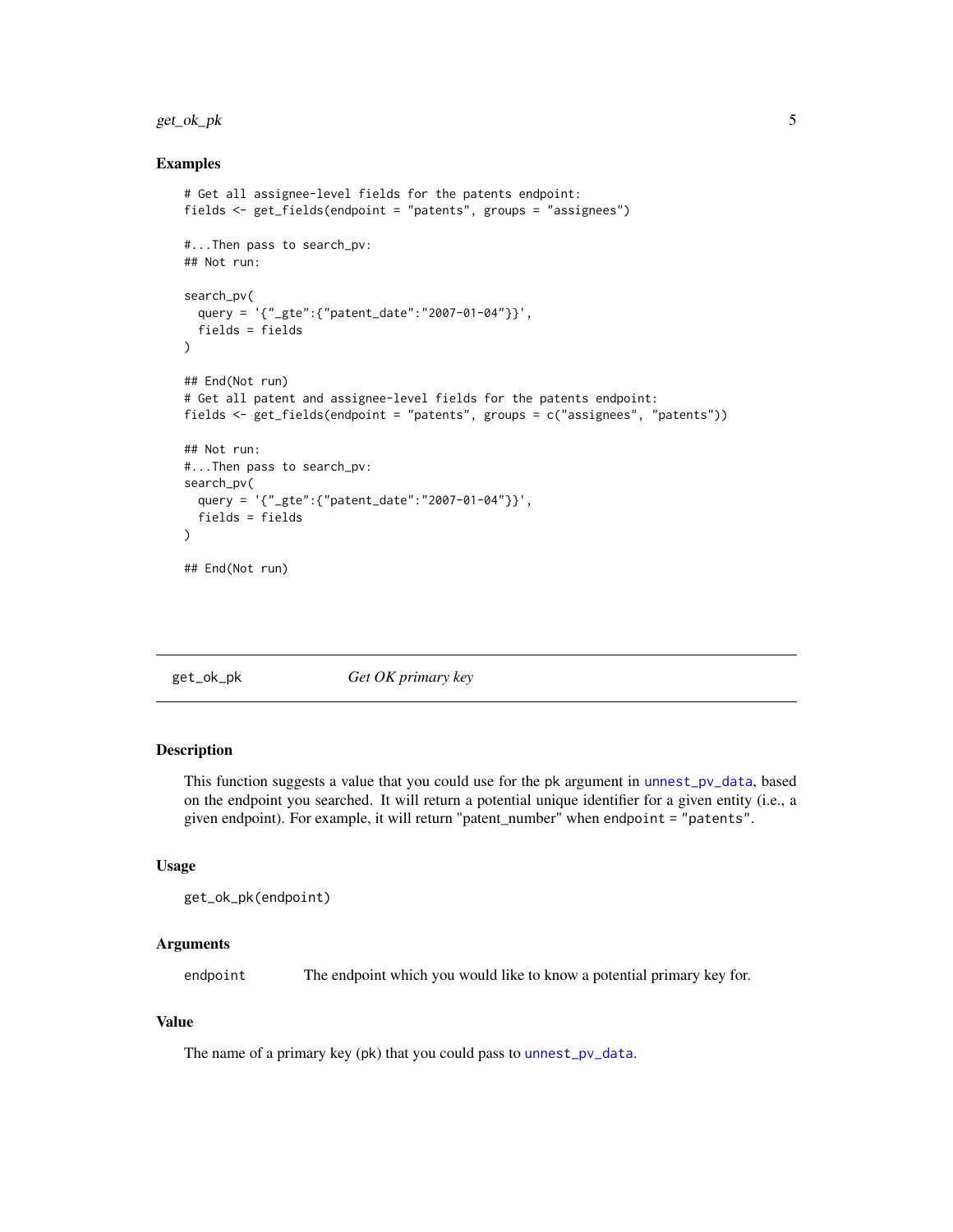### Examples

```
# Get all assignee-level fields for the patents endpoint:
fields <- get_fields(endpoint = "patents", groups = "assignees")

#...Then pass to search_pv:
## Not run:

search_pv(
  query = '{"_gte":{"patent_date":"2007-01-04"}}',
  fields = fields
)

## End(Not run)
# Get all patent and assignee-level fields for the patents endpoint:
fields <- get_fields(endpoint = "patents", groups = c("assignees", "patents"))

## Not run:
#...Then pass to search_pv:
search_pv(
  query = '{"_gte":{"patent_date":"2007-01-04"}}',
  fields = fields
)

## End(Not run)
```

---

## get_ok_pk *Get OK primary key*

---

### Description

This function suggests a value that you could use for the pk argument in unnest_pv_data, based on the endpoint you searched. It will return a potential unique identifier for a given entity (i.e., a given endpoint). For example, it will return "patent_number" when `endpoint = "patents"`.

### Usage

```
get_ok_pk(endpoint)
```

### Arguments

| | |
|---|---|
| endpoint | The endpoint which you would like to know a potential primary key for. |

### Value

The name of a primary key (pk) that you could pass to unnest_pv_data.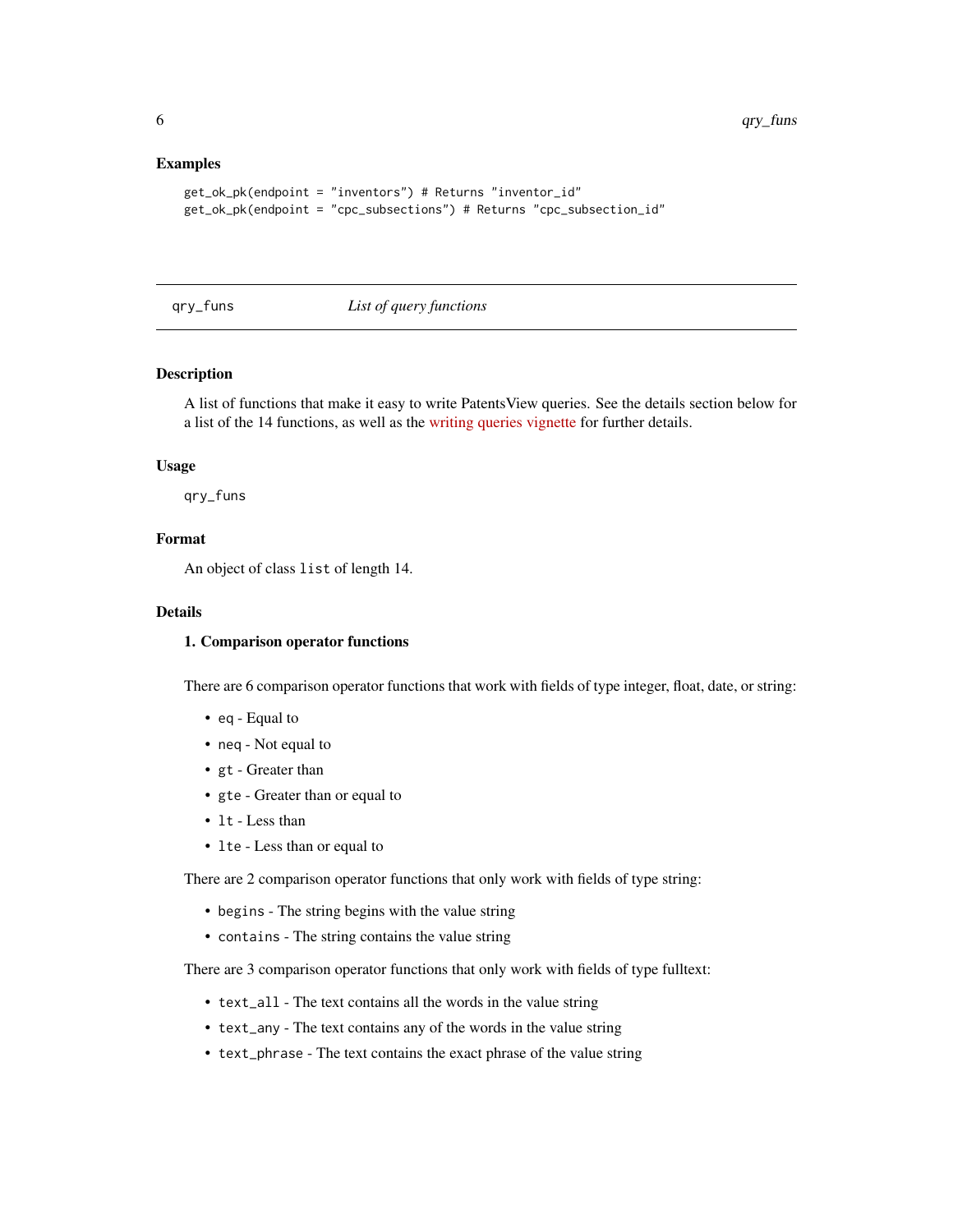## Examples

```
get_ok_pk(endpoint = "inventors") # Returns "inventor_id"
get_ok_pk(endpoint = "cpc_subsections") # Returns "cpc_subsection_id"
```

---

qry_funs *List of query functions*

---

### Description

A list of functions that make it easy to write PatentsView queries. See the details section below for a list of the 14 functions, as well as the writing queries vignette for further details.

### Usage

```
qry_funs
```

### Format

An object of class `list` of length 14.

### Details

**1. Comparison operator functions**

There are 6 comparison operator functions that work with fields of type integer, float, date, or string:

- `eq` - Equal to
- `neq` - Not equal to
- `gt` - Greater than
- `gte` - Greater than or equal to
- `lt` - Less than
- `lte` - Less than or equal to

There are 2 comparison operator functions that only work with fields of type string:

- `begins` - The string begins with the value string
- `contains` - The string contains the value string

There are 3 comparison operator functions that only work with fields of type fulltext:

- `text_all` - The text contains all the words in the value string
- `text_any` - The text contains any of the words in the value string
- `text_phrase` - The text contains the exact phrase of the value string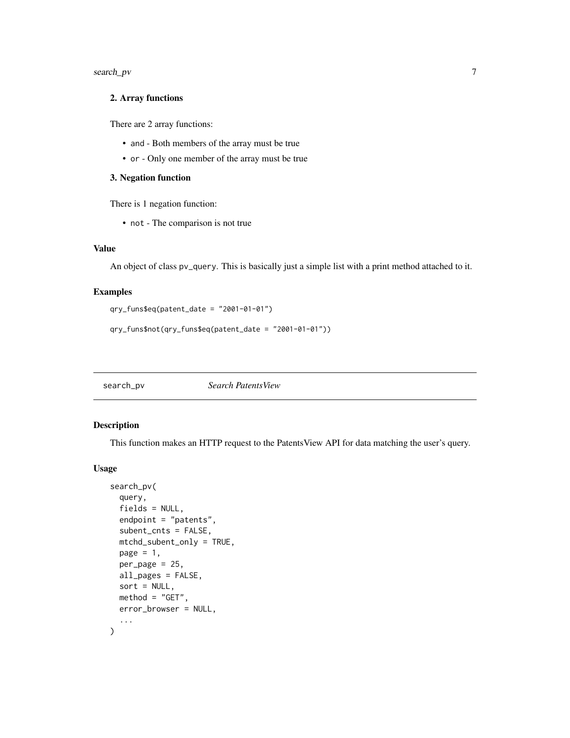### 2. Array functions

There are 2 array functions:

- `and` - Both members of the array must be true
- `or` - Only one member of the array must be true

### 3. Negation function

There is 1 negation function:

- `not` - The comparison is not true

## Value

An object of class `pv_query`. This is basically just a simple list with a print method attached to it.

## Examples

```
qry_funs$eq(patent_date = "2001-01-01")

qry_funs$not(qry_funs$eq(patent_date = "2001-01-01"))
```

---

# search_pv    *Search PatentsView*

---

## Description

This function makes an HTTP request to the PatentsView API for data matching the user's query.

## Usage

```
search_pv(
  query,
  fields = NULL,
  endpoint = "patents",
  subent_cnts = FALSE,
  mtchd_subent_only = TRUE,
  page = 1,
  per_page = 25,
  all_pages = FALSE,
  sort = NULL,
  method = "GET",
  error_browser = NULL,
  ...
)
```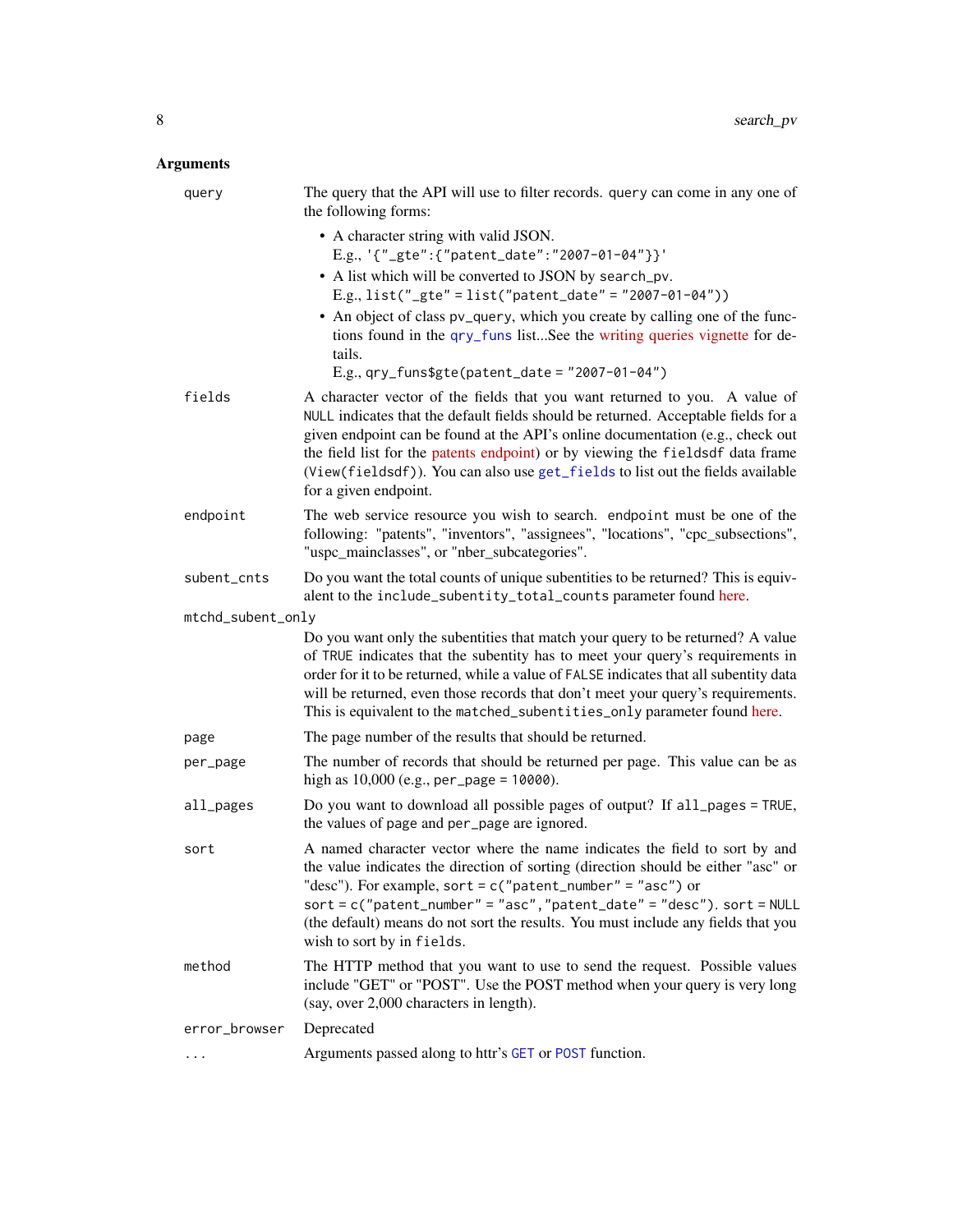## Arguments

`query`
: The query that the API will use to filter records. `query` can come in any one of the following forms:

  - A character string with valid JSON.
    E.g., `'{"_gte":{"patent_date":"2007-01-04"}}'`
  - A list which will be converted to JSON by `search_pv`.
    E.g., `list("_gte" = list("patent_date" = "2007-01-04"))`
  - An object of class `pv_query`, which you create by calling one of the functions found in the `qry_funs` list...See the writing queries vignette for details.
    E.g., `qry_funs$gte(patent_date = "2007-01-04")`

`fields`
: A character vector of the fields that you want returned to you. A value of `NULL` indicates that the default fields should be returned. Acceptable fields for a given endpoint can be found at the API's online documentation (e.g., check out the field list for the patents endpoint) or by viewing the `fieldsdf` data frame (`View(fieldsdf)`). You can also use `get_fields` to list out the fields available for a given endpoint.

`endpoint`
: The web service resource you wish to search. `endpoint` must be one of the following: "patents", "inventors", "assignees", "locations", "cpc_subsections", "uspc_mainclasses", or "nber_subcategories".

`subent_cnts`
: Do you want the total counts of unique subentities to be returned? This is equivalent to the `include_subentity_total_counts` parameter found here.

`mtchd_subent_only`
: Do you want only the subentities that match your query to be returned? A value of `TRUE` indicates that the subentity has to meet your query's requirements in order for it to be returned, while a value of `FALSE` indicates that all subentity data will be returned, even those records that don't meet your query's requirements. This is equivalent to the `matched_subentities_only` parameter found here.

`page`
: The page number of the results that should be returned.

`per_page`
: The number of records that should be returned per page. This value can be as high as 10,000 (e.g., `per_page = 10000`).

`all_pages`
: Do you want to download all possible pages of output? If `all_pages = TRUE`, the values of `page` and `per_page` are ignored.

`sort`
: A named character vector where the name indicates the field to sort by and the value indicates the direction of sorting (direction should be either "asc" or "desc"). For example, `sort = c("patent_number" = "asc")` or `sort = c("patent_number" = "asc","patent_date" = "desc")`. `sort = NULL` (the default) means do not sort the results. You must include any fields that you wish to sort by in `fields`.

`method`
: The HTTP method that you want to use to send the request. Possible values include "GET" or "POST". Use the POST method when your query is very long (say, over 2,000 characters in length).

`error_browser`
: Deprecated

`...`
: Arguments passed along to httr's `GET` or `POST` function.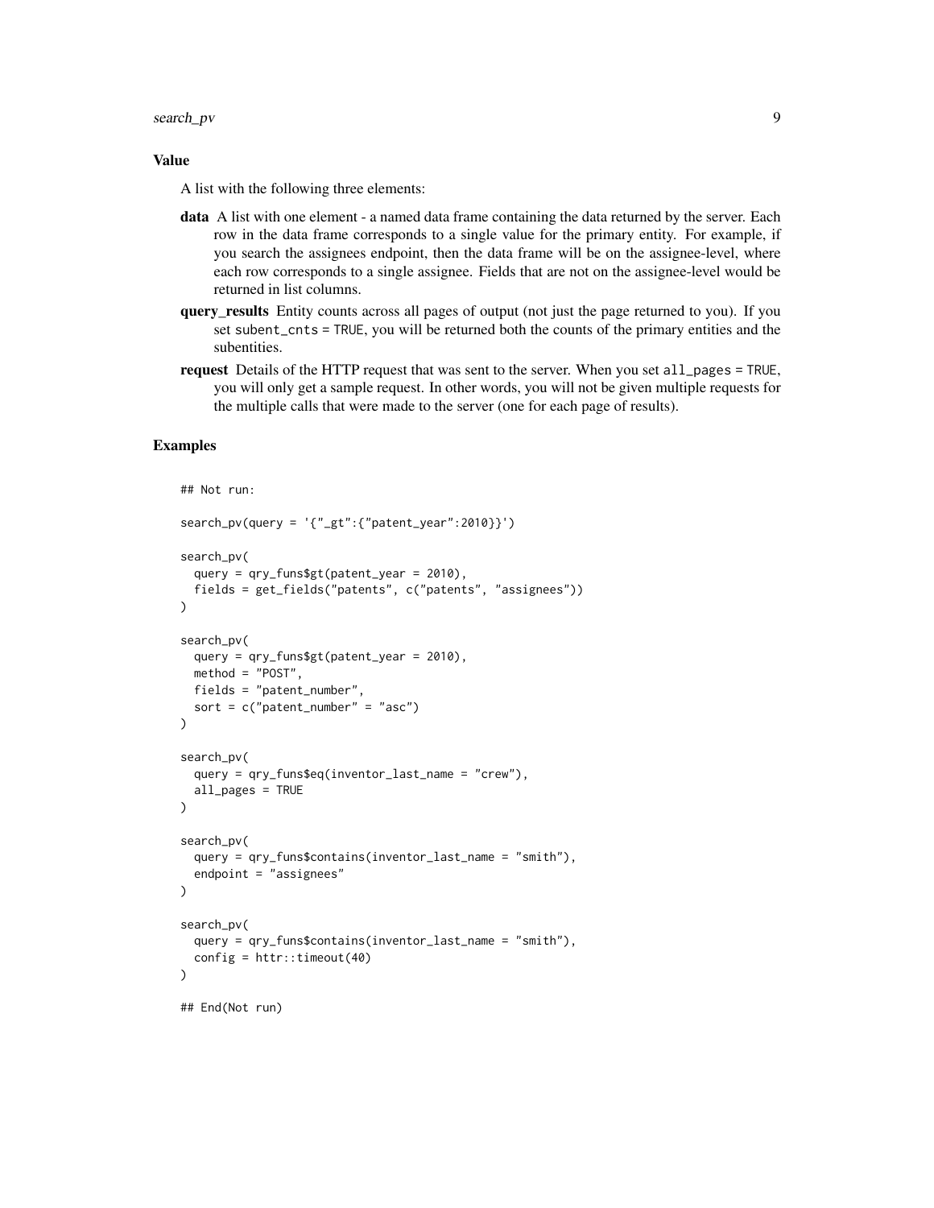### Value

A list with the following three elements:

**data** A list with one element - a named data frame containing the data returned by the server. Each row in the data frame corresponds to a single value for the primary entity. For example, if you search the assignees endpoint, then the data frame will be on the assignee-level, where each row corresponds to a single assignee. Fields that are not on the assignee-level would be returned in list columns.

**query_results** Entity counts across all pages of output (not just the page returned to you). If you set `subent_cnts = TRUE`, you will be returned both the counts of the primary entities and the subentities.

**request** Details of the HTTP request that was sent to the server. When you set `all_pages = TRUE`, you will only get a sample request. In other words, you will not be given multiple requests for the multiple calls that were made to the server (one for each page of results).

### Examples

```
## Not run:

search_pv(query = '{"_gt":{"patent_year":2010}}')

search_pv(
  query = qry_funs$gt(patent_year = 2010),
  fields = get_fields("patents", c("patents", "assignees"))
)

search_pv(
  query = qry_funs$gt(patent_year = 2010),
  method = "POST",
  fields = "patent_number",
  sort = c("patent_number" = "asc")
)

search_pv(
  query = qry_funs$eq(inventor_last_name = "crew"),
  all_pages = TRUE
)

search_pv(
  query = qry_funs$contains(inventor_last_name = "smith"),
  endpoint = "assignees"
)

search_pv(
  query = qry_funs$contains(inventor_last_name = "smith"),
  config = httr::timeout(40)
)

## End(Not run)
```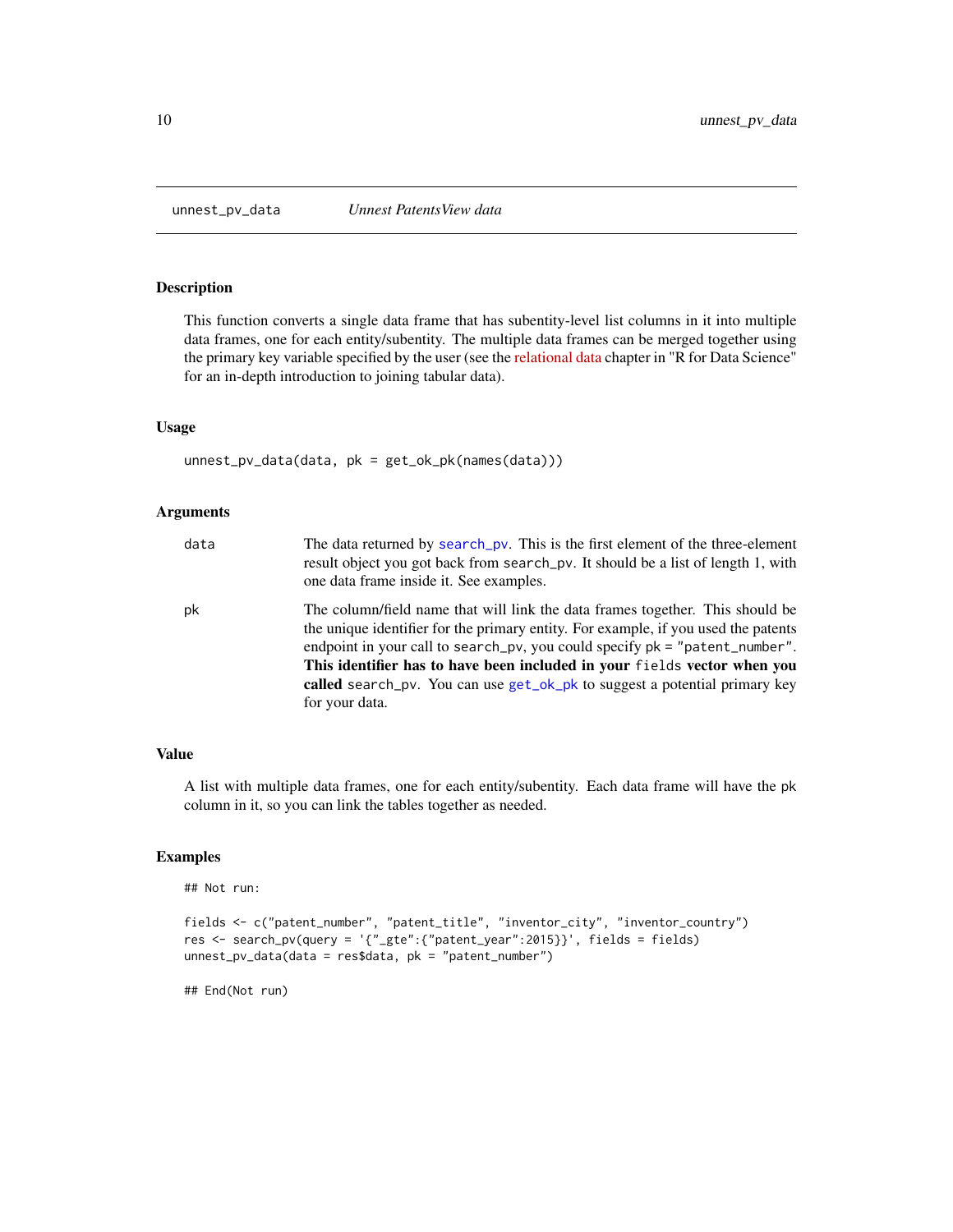# unnest_pv_data — *Unnest PatentsView data*

## Description

This function converts a single data frame that has subentity-level list columns in it into multiple data frames, one for each entity/subentity. The multiple data frames can be merged together using the primary key variable specified by the user (see the relational data chapter in "R for Data Science" for an in-depth introduction to joining tabular data).

## Usage

```
unnest_pv_data(data, pk = get_ok_pk(names(data)))
```

## Arguments

| | |
|---|---|
| `data` | The data returned by `search_pv`. This is the first element of the three-element result object you got back from `search_pv`. It should be a list of length 1, with one data frame inside it. See examples. |
| `pk` | The column/field name that will link the data frames together. This should be the unique identifier for the primary entity. For example, if you used the patents endpoint in your call to `search_pv`, you could specify `pk = "patent_number"`. **This identifier has to have been included in your `fields` vector when you called `search_pv`.** You can use `get_ok_pk` to suggest a potential primary key for your data. |

## Value

A list with multiple data frames, one for each entity/subentity. Each data frame will have the `pk` column in it, so you can link the tables together as needed.

## Examples

```
## Not run:

fields <- c("patent_number", "patent_title", "inventor_city", "inventor_country")
res <- search_pv(query = '{"_gte":{"patent_year":2015}}', fields = fields)
unnest_pv_data(data = res$data, pk = "patent_number")

## End(Not run)
```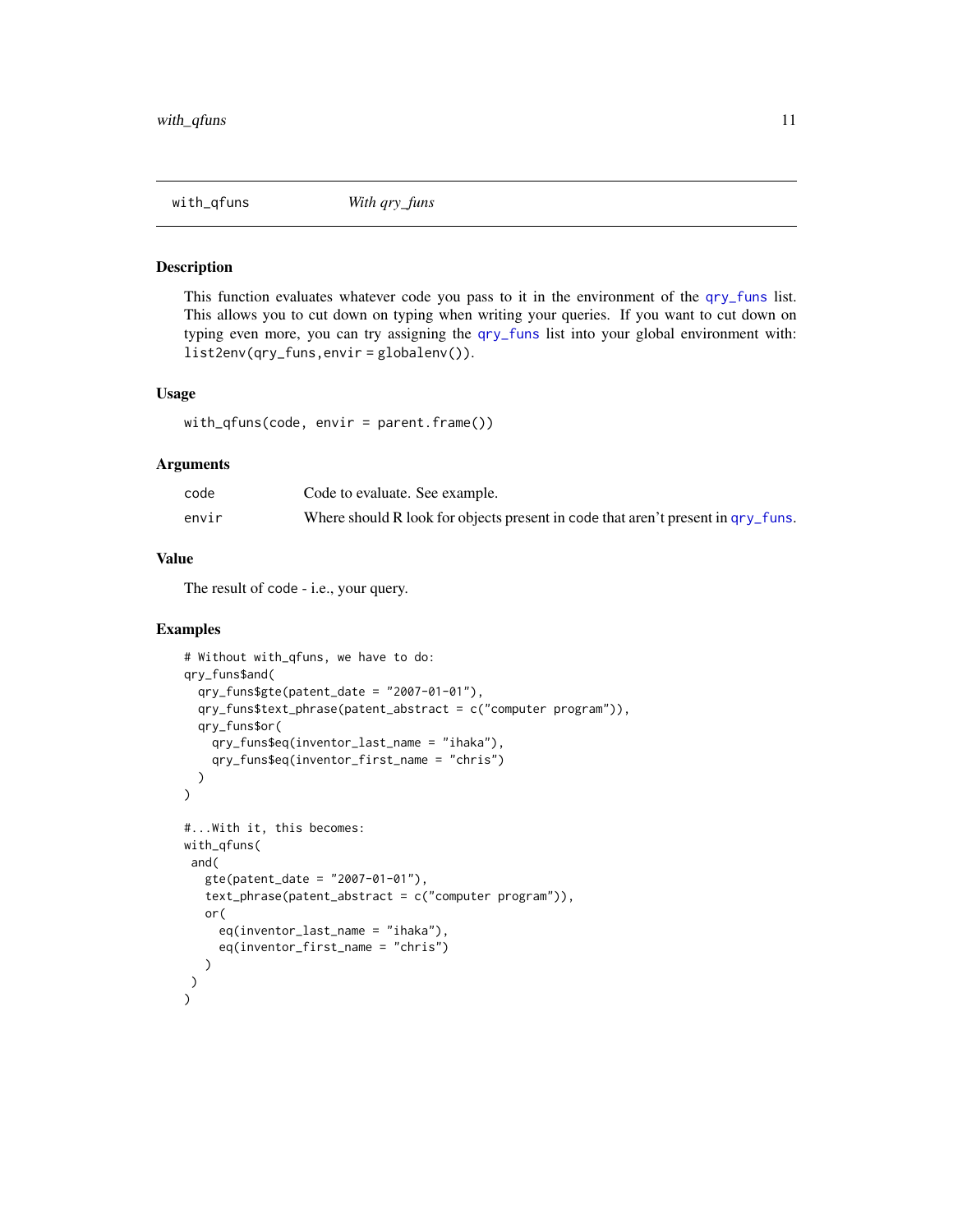with_qfuns *With qry_funs*

### Description

This function evaluates whatever code you pass to it in the environment of the qry_funs list. This allows you to cut down on typing when writing your queries. If you want to cut down on typing even more, you can try assigning the qry_funs list into your global environment with: `list2env(qry_funs,envir = globalenv())`.

### Usage

```
with_qfuns(code, envir = parent.frame())
```

### Arguments

| | |
|---|---|
| code | Code to evaluate. See example. |
| envir | Where should R look for objects present in code that aren't present in qry_funs. |

### Value

The result of code - i.e., your query.

### Examples

```
# Without with_qfuns, we have to do:
qry_funs$and(
  qry_funs$gte(patent_date = "2007-01-01"),
  qry_funs$text_phrase(patent_abstract = c("computer program")),
  qry_funs$or(
    qry_funs$eq(inventor_last_name = "ihaka"),
    qry_funs$eq(inventor_first_name = "chris")
  )
)

#...With it, this becomes:
with_qfuns(
 and(
   gte(patent_date = "2007-01-01"),
   text_phrase(patent_abstract = c("computer program")),
   or(
     eq(inventor_last_name = "ihaka"),
     eq(inventor_first_name = "chris")
   )
 )
)
```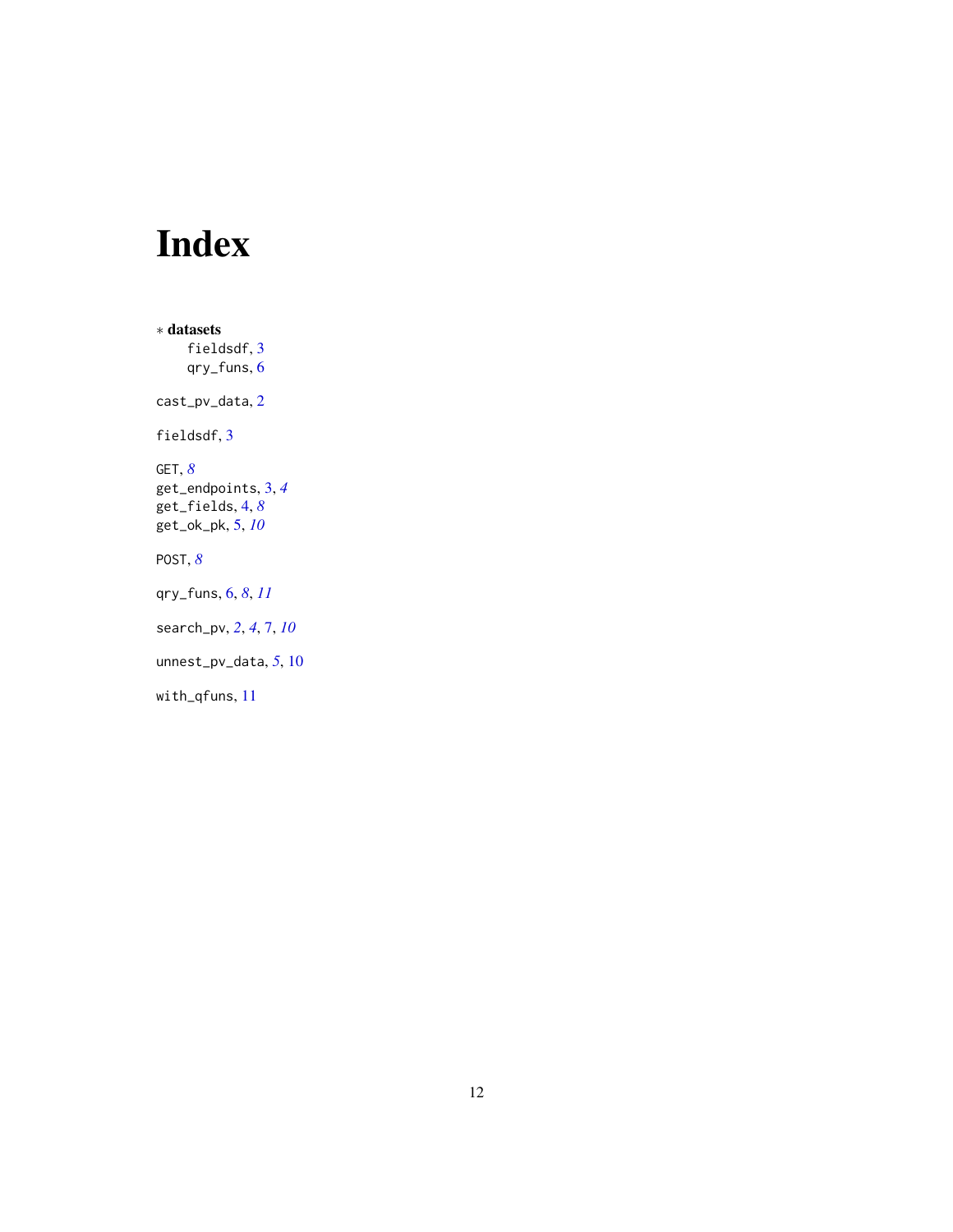# Index

∗ **datasets**
    fieldsdf, 3
    qry_funs, 6

cast_pv_data, 2

fieldsdf, 3

GET, *8*
get_endpoints, 3, *4*
get_fields, 4, *8*
get_ok_pk, 5, *10*

POST, *8*

qry_funs, 6, *8*, *11*

search_pv, *2*, *4*, 7, *10*

unnest_pv_data, *5*, 10

with_qfuns, 11